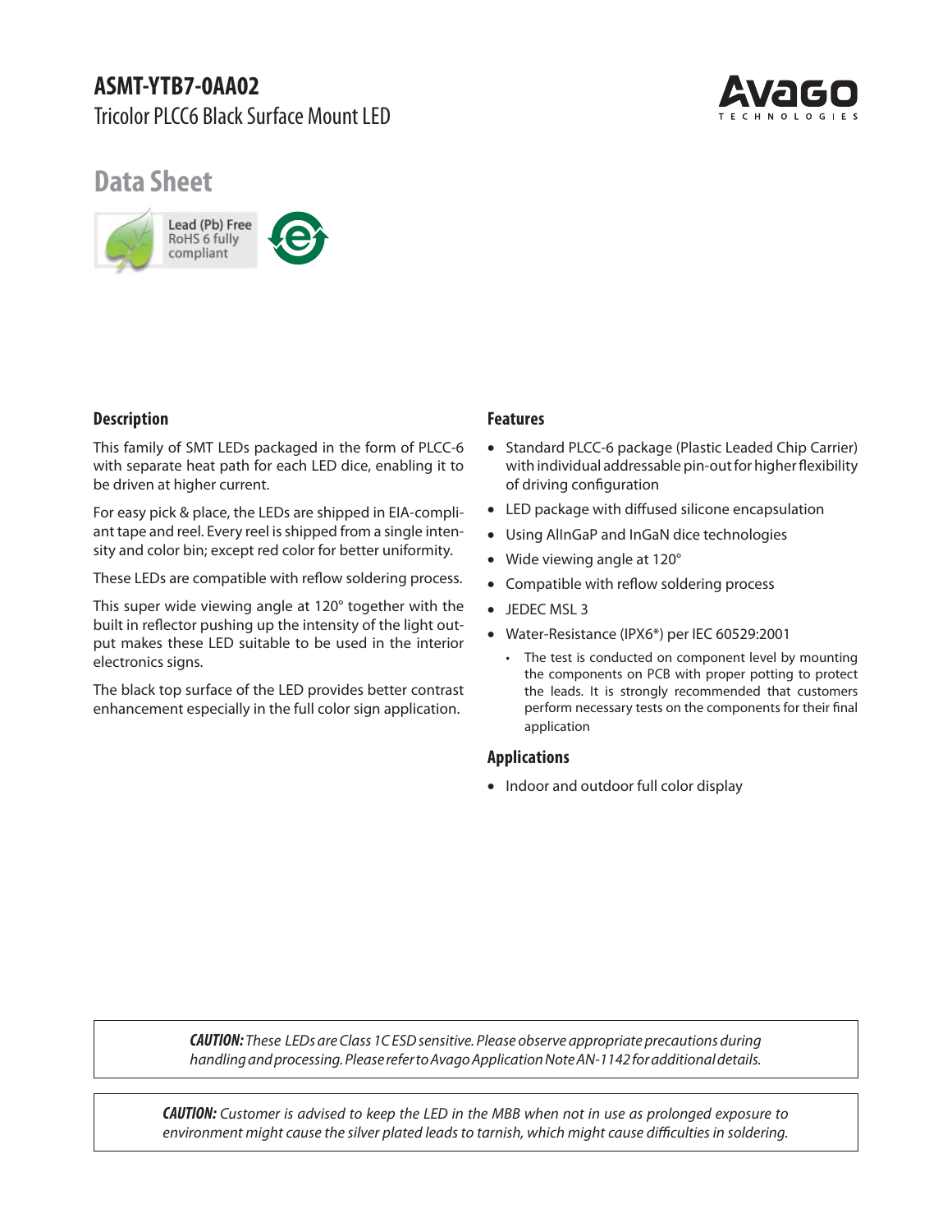# ASMT-YTB7-0AA02

Tricolor PLCC6 Black Surface Mount LED

## Data Sheet

Lead (Pb) Free
RoHS 6 fully compliant

### Description

This family of SMT LEDs packaged in the form of PLCC-6 with separate heat path for each LED dice, enabling it to be driven at higher current.

For easy pick & place, the LEDs are shipped in EIA-compliant tape and reel. Every reel is shipped from a single intensity and color bin; except red color for better uniformity.

These LEDs are compatible with reflow soldering process.

This super wide viewing angle at 120° together with the built in reflector pushing up the intensity of the light output makes these LED suitable to be used in the interior electronics signs.

The black top surface of the LED provides better contrast enhancement especially in the full color sign application.

### Features

- Standard PLCC-6 package (Plastic Leaded Chip Carrier) with individual addressable pin-out for higher flexibility of driving configuration
- LED package with diffused silicone encapsulation
- Using AllnGaP and InGaN dice technologies
- Wide viewing angle at 120°
- Compatible with reflow soldering process
- JEDEC MSL 3
- Water-Resistance (IPX6*) per IEC 60529:2001
  - The test is conducted on component level by mounting the components on PCB with proper potting to protect the leads. It is strongly recommended that customers perform necessary tests on the components for their final application

### Applications

- Indoor and outdoor full color display

***CAUTION:*** *These LEDs are Class 1C ESD sensitive. Please observe appropriate precautions during handling and processing. Please refer to Avago Application Note AN-1142 for additional details.*

***CAUTION:*** *Customer is advised to keep the LED in the MBB when not in use as prolonged exposure to environment might cause the silver plated leads to tarnish, which might cause difficulties in soldering.*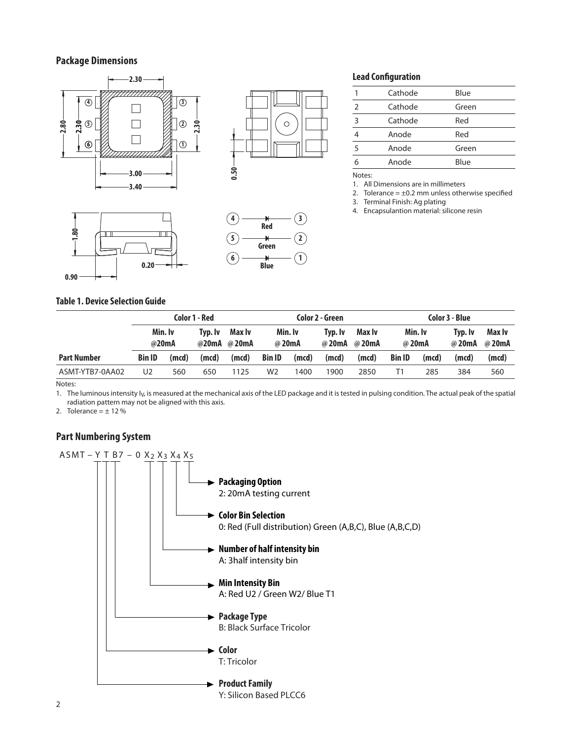## Package Dimensions

### Lead Configuration

| | | |
|---|---|---|
| 1 | Cathode | Blue |
| 2 | Cathode | Green |
| 3 | Cathode | Red |
| 4 | Anode | Red |
| 5 | Anode | Green |
| 6 | Anode | Blue |

Notes:

1. All Dimensions are in millimeters
2. Tolerance = ±0.2 mm unless otherwise specified
3. Terminal Finish: Ag plating
4. Encapsulantion material: silicone resin

## Table 1. Device Selection Guide

| | Color 1 - Red | | | | Color 2 - Green | | | | Color 3 - Blue | | | |
|---|---|---|---|---|---|---|---|---|---|---|---|---|
| | Min. Iv @20mA | | Typ. Iv @20mA | Max Iv @ 20mA | Min. Iv @ 20mA | | Typ. Iv @ 20mA | Max Iv @ 20mA | Min. Iv @ 20mA | | Typ. Iv @ 20mA | Max Iv @ 20mA |
| Part Number | Bin ID | (mcd) | (mcd) | (mcd) | Bin ID | (mcd) | (mcd) | (mcd) | Bin ID | (mcd) | (mcd) | (mcd) |
| ASMT-YTB7-0AA02 | U2 | 560 | 650 | 1125 | W2 | 1400 | 1900 | 2850 | T1 | 285 | 384 | 560 |

Notes:

1. The luminous intensity $I_V$, is measured at the mechanical axis of the LED package and it is tested in pulsing condition. The actual peak of the spatial radiation pattern may not be aligned with this axis.
2. Tolerance = ± 12 %

## Part Numbering System

ASMT – Y T B7 – 0 $X_2$ $X_3$ $X_4$ $X_5$

- **Packaging Option** ($X_5$)
  2: 20mA testing current
- **Color Bin Selection** ($X_4$)
  0: Red (Full distribution) Green (A,B,C), Blue (A,B,C,D)
- **Number of half intensity bin** ($X_3$)
  A: 3half intensity bin
- **Min Intensity Bin** ($X_2$)
  A: Red U2 / Green W2/ Blue T1
- **Package Type**
  B: Black Surface Tricolor
- **Color**
  T: Tricolor
- **Product Family**
  Y: Silicon Based PLCC6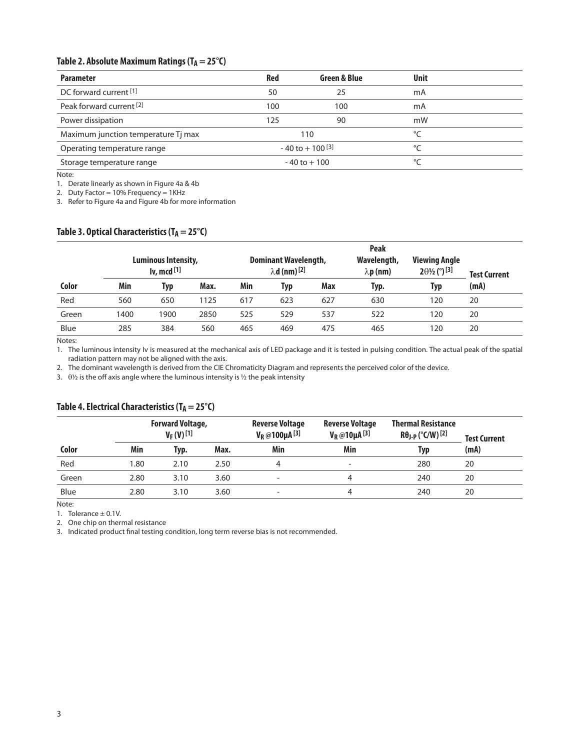### Table 2. Absolute Maximum Ratings ($T_A = 25°C$)

| Parameter | Red | Green & Blue | Unit |
|---|---|---|---|
| DC forward current [1] | 50 | 25 | mA |
| Peak forward current [2] | 100 | 100 | mA |
| Power dissipation | 125 | 90 | mW |
| Maximum junction temperature Tj max | 110 | | °C |
| Operating temperature range | - 40 to + 100 [3] | | °C |
| Storage temperature range | - 40 to + 100 | | °C |

Note:

1. Derate linearly as shown in Figure 4a & 4b
2. Duty Factor = 10% Frequency = 1KHz
3. Refer to Figure 4a and Figure 4b for more information

### Table 3. Optical Characteristics ($T_A = 25°C$)

| | Luminous Intensity, Iv, mcd [1] | | | Dominant Wavelength, λd (nm) [2] | | | Peak Wavelength, λp (nm) | Viewing Angle 2θ½ (°) [3] | Test Current |
|---|---|---|---|---|---|---|---|---|---|
| Color | Min | Typ | Max. | Min | Typ | Max | Typ. | Typ | (mA) |
| Red | 560 | 650 | 1125 | 617 | 623 | 627 | 630 | 120 | 20 |
| Green | 1400 | 1900 | 2850 | 525 | 529 | 537 | 522 | 120 | 20 |
| Blue | 285 | 384 | 560 | 465 | 469 | 475 | 465 | 120 | 20 |

Notes:

1. The luminous intensity Iv is measured at the mechanical axis of LED package and it is tested in pulsing condition. The actual peak of the spatial radiation pattern may not be aligned with the axis.
2. The dominant wavelength is derived from the CIE Chromaticity Diagram and represents the perceived color of the device.
3. θ½ is the off axis angle where the luminous intensity is ½ the peak intensity

### Table 4. Electrical Characteristics ($T_A = 25°C$)

| | Forward Voltage, $V_F$ (V) [1] | | | Reverse Voltage $V_R$ @100µA [3] | Reverse Voltage $V_R$ @10µA [3] | Thermal Resistance $R\theta_{J-P}$ (°C/W) [2] | Test Current |
|---|---|---|---|---|---|---|---|
| Color | Min | Typ. | Max. | Min | Min | Typ | (mA) |
| Red | 1.80 | 2.10 | 2.50 | 4 | - | 280 | 20 |
| Green | 2.80 | 3.10 | 3.60 | - | 4 | 240 | 20 |
| Blue | 2.80 | 3.10 | 3.60 | - | 4 | 240 | 20 |

Note:

1. Tolerance ± 0.1V.
2. One chip on thermal resistance
3. Indicated product final testing condition, long term reverse bias is not recommended.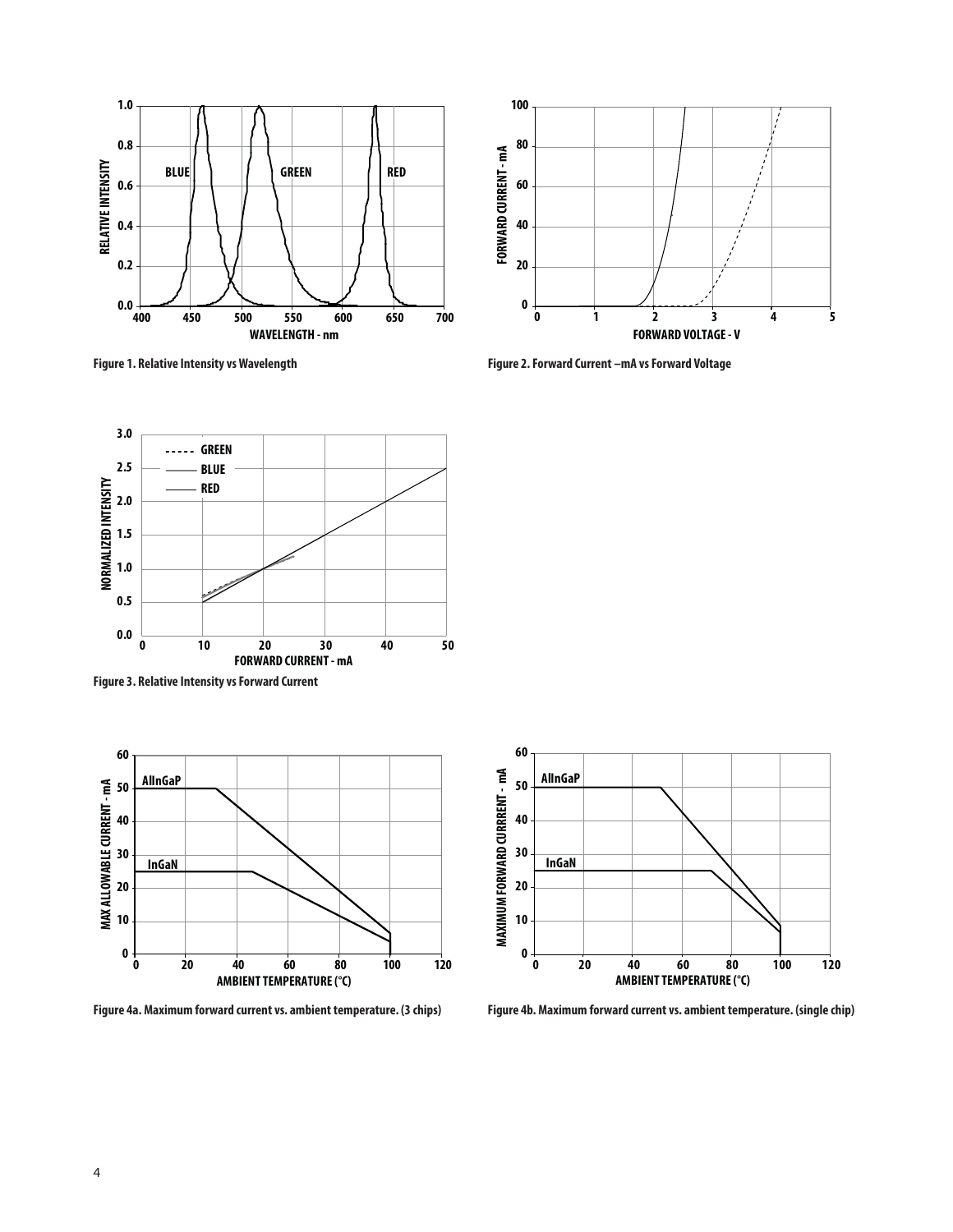Figure 1. Relative Intensity vs Wavelength

Figure 2. Forward Current –mA vs Forward Voltage

Figure 3. Relative Intensity vs Forward Current

Figure 4a. Maximum forward current vs. ambient temperature. (3 chips)

Figure 4b. Maximum forward current vs. ambient temperature. (single chip)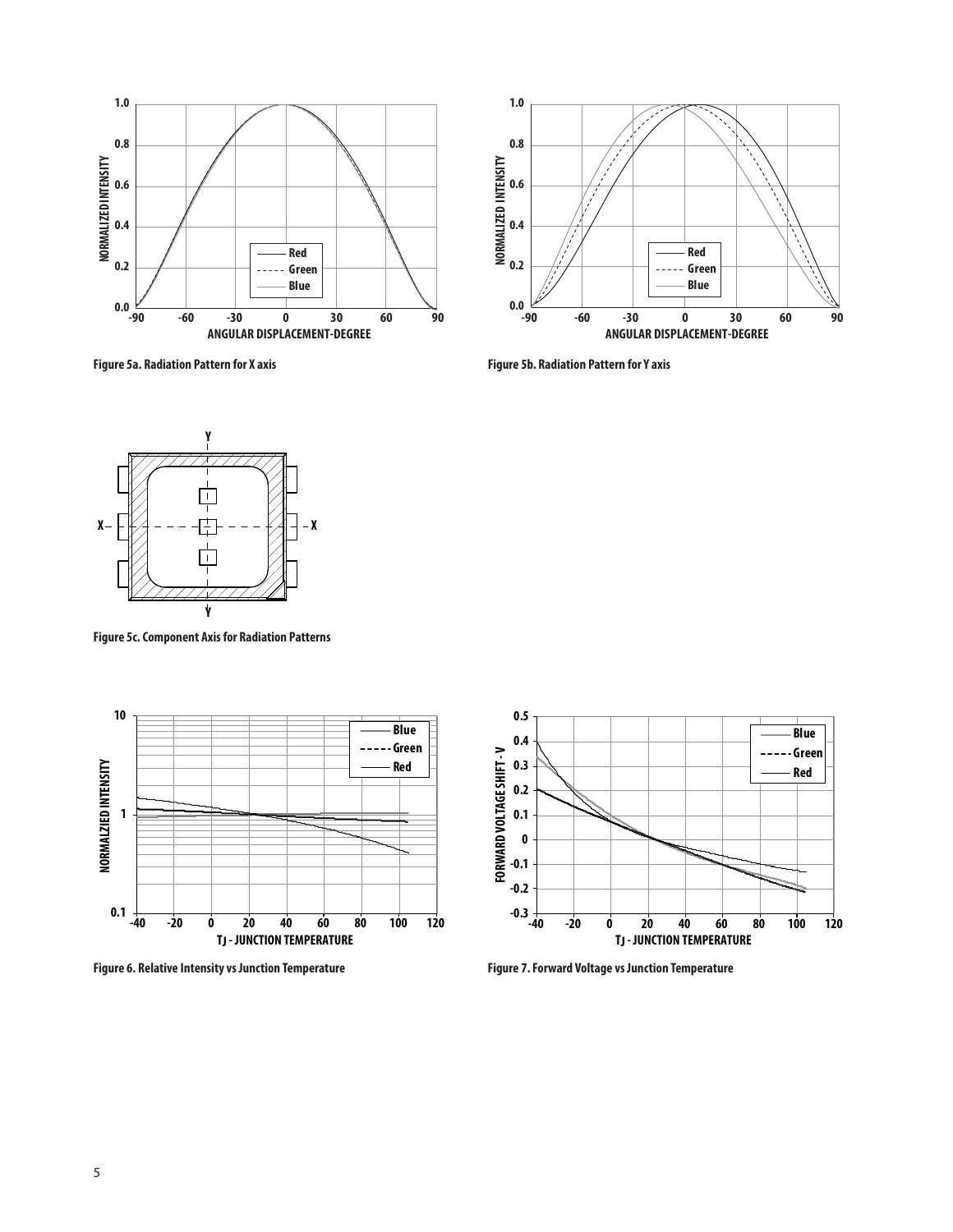Figure 5a. Radiation Pattern for X axis

Figure 5b. Radiation Pattern for Y axis

Figure 5c. Component Axis for Radiation Patterns

Figure 6. Relative Intensity vs Junction Temperature

Figure 7. Forward Voltage vs Junction Temperature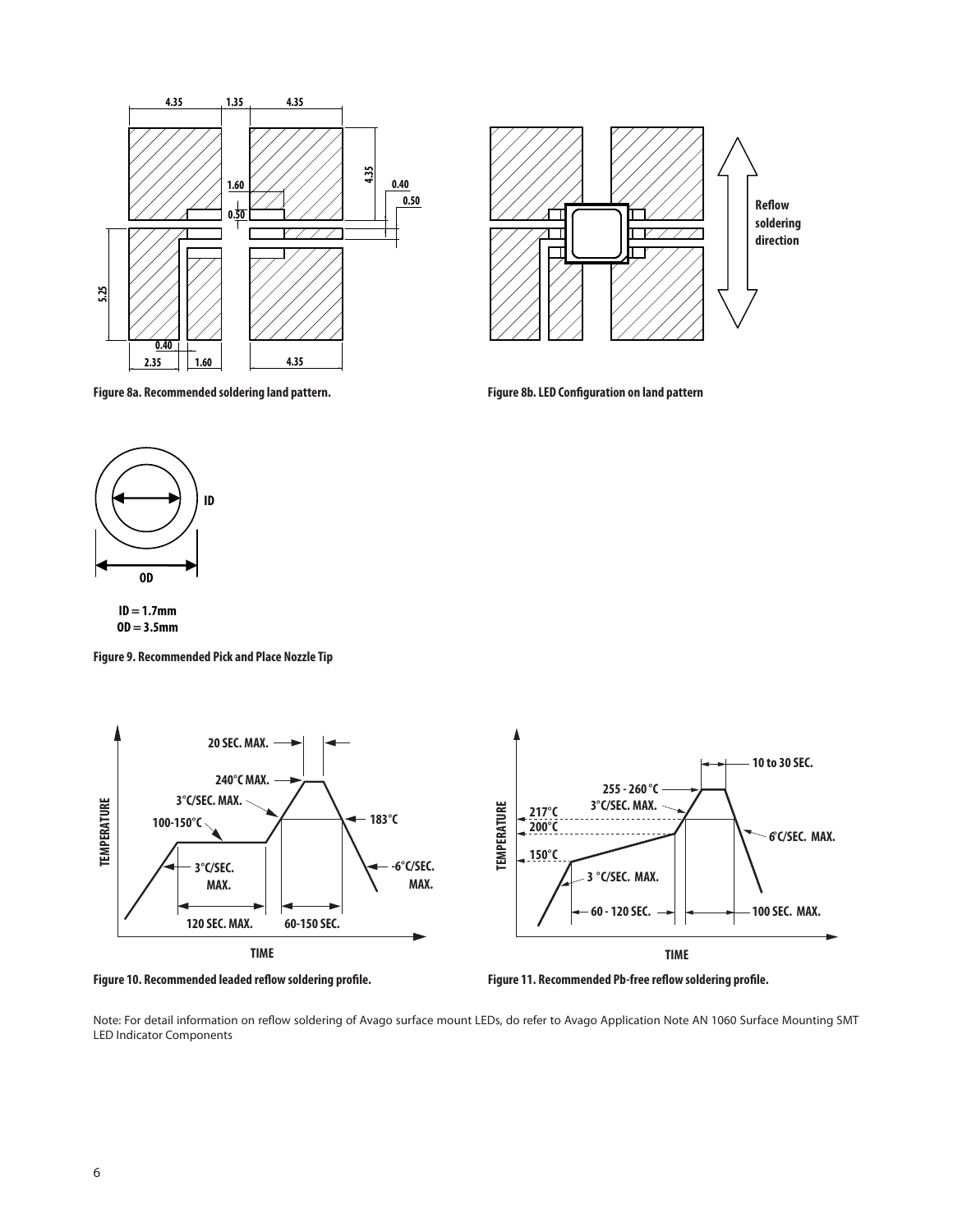Figure 8a. Recommended soldering land pattern.

Figure 8b. LED Configuration on land pattern

ID = 1.7mm
OD = 3.5mm

Figure 9. Recommended Pick and Place Nozzle Tip

Figure 10. Recommended leaded reflow soldering profile.

Figure 11. Recommended Pb-free reflow soldering profile.

Note: For detail information on reflow soldering of Avago surface mount LEDs, do refer to Avago Application Note AN 1060 Surface Mounting SMT LED Indicator Components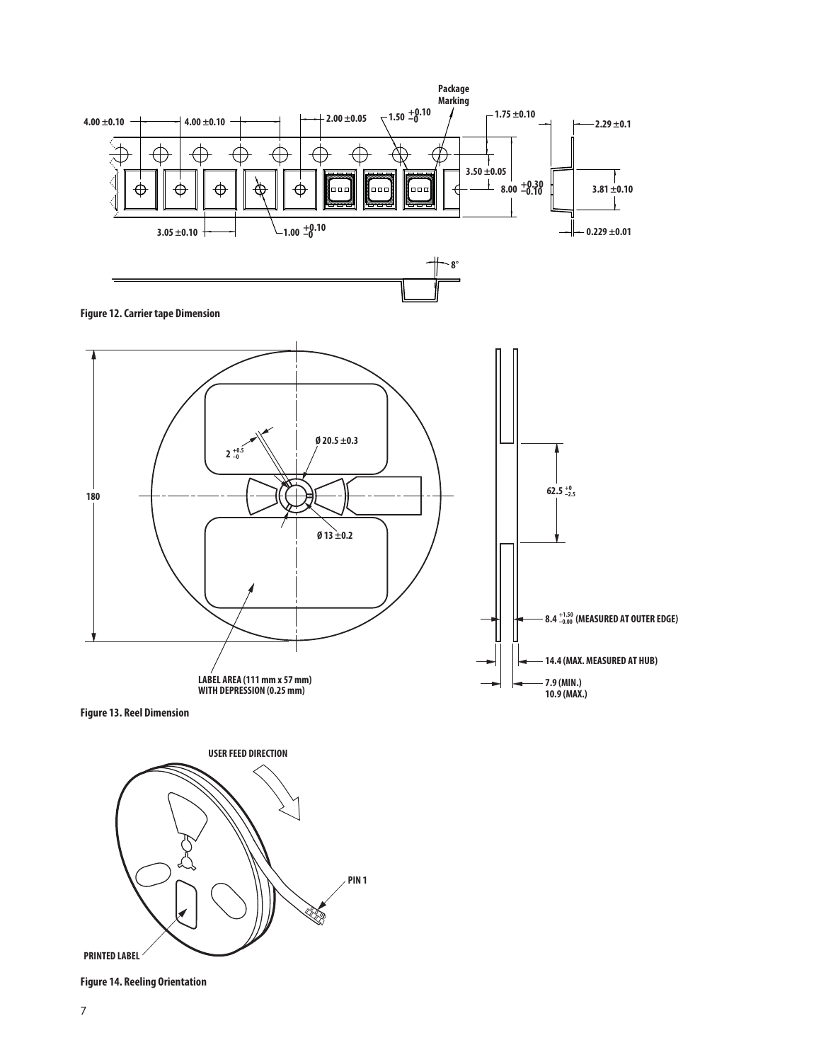Figure 12. Carrier tape Dimension

Figure 13. Reel Dimension

Figure 14. Reeling Orientation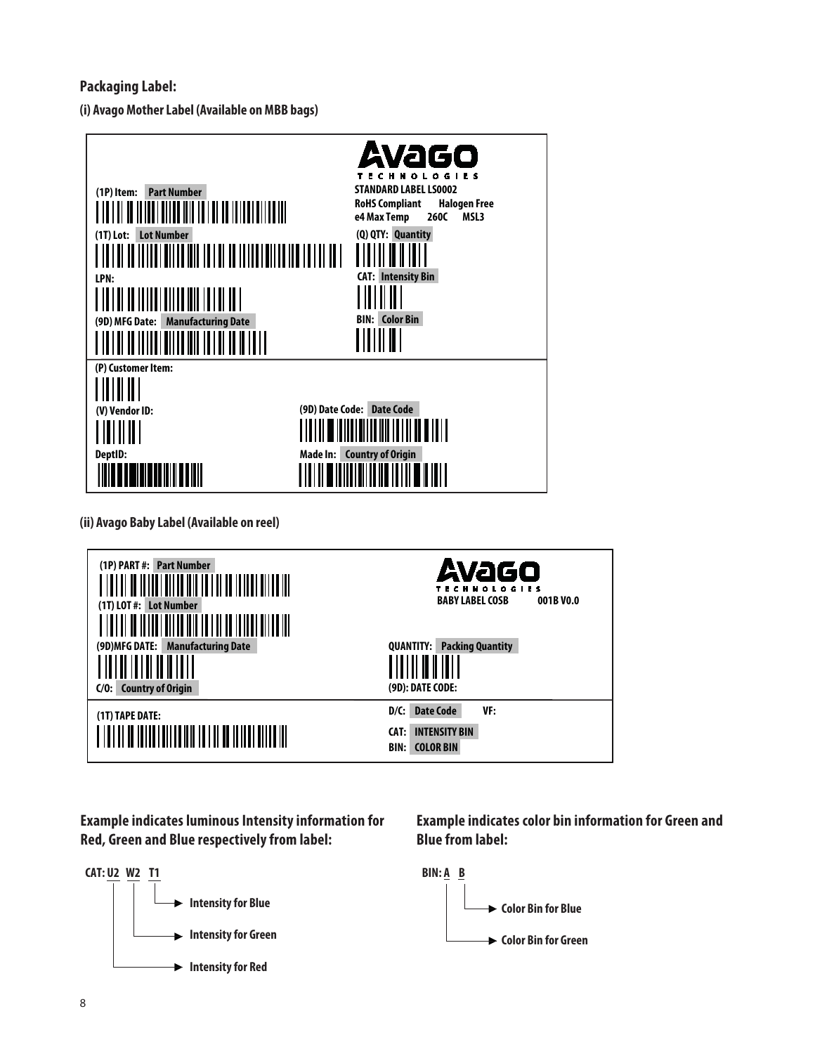**Packaging Label:**

**(i) Avago Mother Label (Available on MBB bags)**

| | |
|---|---|
| (1P) Item: Part Number | AVAGO TECHNOLOGIES |
| | STANDARD LABEL LS0002 |
| | RoHS Compliant Halogen Free |
| | e4 Max Temp 260C MSL3 |
| (1T) Lot: Lot Number | (Q) QTY: Quantity |
| LPN: | CAT: Intensity Bin |
| (9D) MFG Date: Manufacturing Date | BIN: Color Bin |
| (P) Customer Item: | |
| (V) Vendor ID: | (9D) Date Code: Date Code |
| DeptID: | Made In: Country of Origin |

**(ii) Avago Baby Label (Available on reel)**

| | |
|---|---|
| (1P) PART #: Part Number | AVAGO TECHNOLOGIES |
| (1T) LOT #: Lot Number | BABY LABEL COSB 001B V0.0 |
| (9D)MFG DATE: Manufacturing Date | QUANTITY: Packing Quantity |
| C/O: Country of Origin | (9D): DATE CODE: |
| (1T) TAPE DATE: | D/C: Date Code VF: |
| | CAT: INTENSITY BIN |
| | BIN: COLOR BIN |

**Example indicates luminous Intensity information for Red, Green and Blue respectively from label:**

CAT: U2 W2 T1

- T1 → Intensity for Blue
- W2 → Intensity for Green
- U2 → Intensity for Red

**Example indicates color bin information for Green and Blue from label:**

BIN: A B

- B → Color Bin for Blue
- A → Color Bin for Green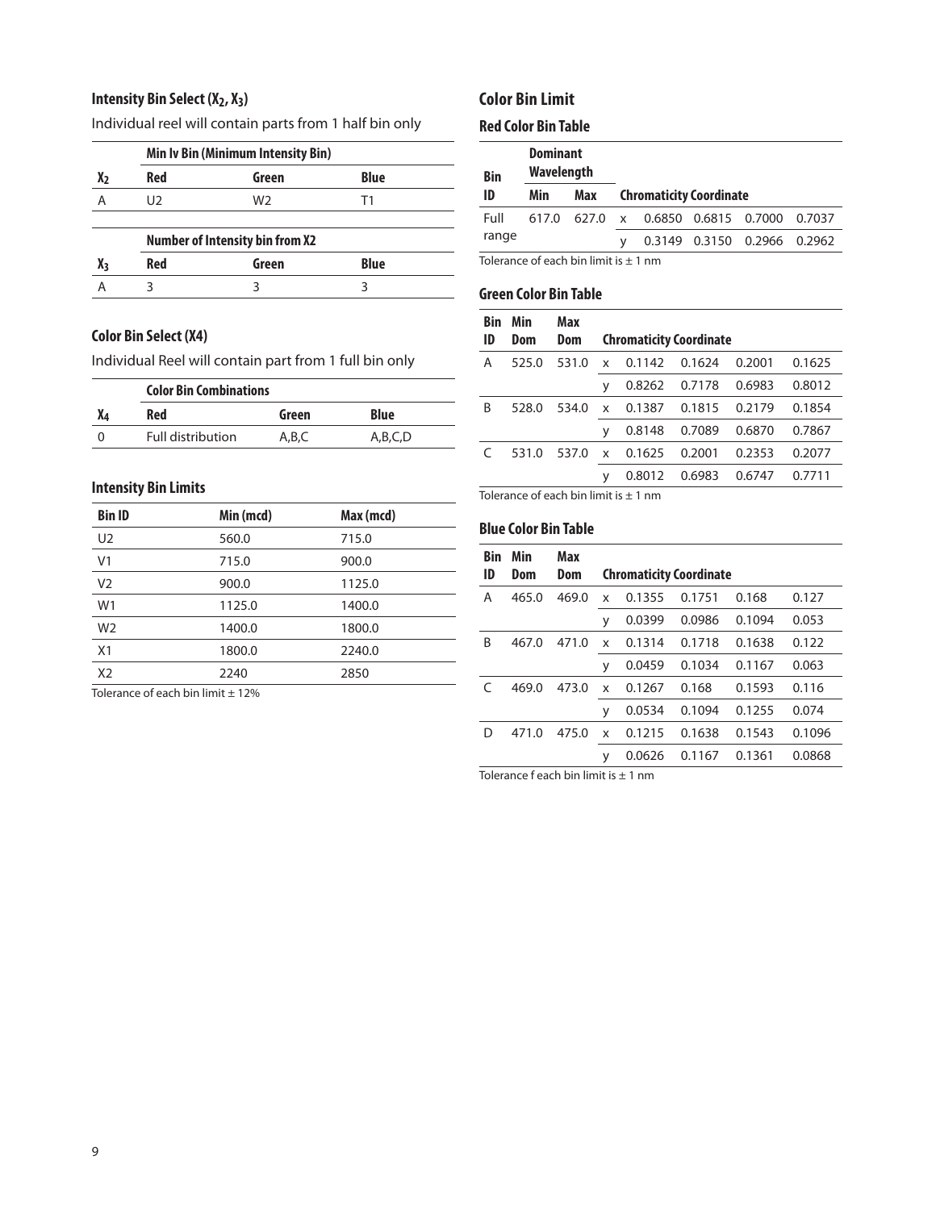### Intensity Bin Select ($X_2$, $X_3$)

Individual reel will contain parts from 1 half bin only

| | Min Iv Bin (Minimum Intensity Bin) | | |
|---|---|---|---|
| $X_2$ | Red | Green | Blue |
| A | U2 | W2 | T1 |

| | Number of Intensity bin from X2 | | |
|---|---|---|---|
| $X_3$ | Red | Green | Blue |
| A | 3 | 3 | 3 |

### Color Bin Select (X4)

Individual Reel will contain part from 1 full bin only

| | Color Bin Combinations | | |
|---|---|---|---|
| $X_4$ | Red | Green | Blue |
| 0 | Full distribution | A,B,C | A,B,C,D |

### Intensity Bin Limits

| Bin ID | Min (mcd) | Max (mcd) |
|---|---|---|
| U2 | 560.0 | 715.0 |
| V1 | 715.0 | 900.0 |
| V2 | 900.0 | 1125.0 |
| W1 | 1125.0 | 1400.0 |
| W2 | 1400.0 | 1800.0 |
| X1 | 1800.0 | 2240.0 |
| X2 | 2240 | 2850 |

Tolerance of each bin limit ± 12%

## Color Bin Limit

### Red Color Bin Table

| Bin | Dominant Wavelength | | | | | | |
|---|---|---|---|---|---|---|---|
| ID | Min | Max | Chromaticity Coordinate | | | | |
| Full range | 617.0 | 627.0 | x | 0.6850 | 0.6815 | 0.7000 | 0.7037 |
| | | | y | 0.3149 | 0.3150 | 0.2966 | 0.2962 |

Tolerance of each bin limit is ± 1 nm

### Green Color Bin Table

| Bin ID | Min Dom | Max Dom | Chromaticity Coordinate | | | | |
|---|---|---|---|---|---|---|---|
| A | 525.0 | 531.0 | x | 0.1142 | 0.1624 | 0.2001 | 0.1625 |
| | | | y | 0.8262 | 0.7178 | 0.6983 | 0.8012 |
| B | 528.0 | 534.0 | x | 0.1387 | 0.1815 | 0.2179 | 0.1854 |
| | | | y | 0.8148 | 0.7089 | 0.6870 | 0.7867 |
| C | 531.0 | 537.0 | x | 0.1625 | 0.2001 | 0.2353 | 0.2077 |
| | | | y | 0.8012 | 0.6983 | 0.6747 | 0.7711 |

Tolerance of each bin limit is ± 1 nm

### Blue Color Bin Table

| Bin ID | Min Dom | Max Dom | Chromaticity Coordinate | | | | |
|---|---|---|---|---|---|---|---|
| A | 465.0 | 469.0 | x | 0.1355 | 0.1751 | 0.168 | 0.127 |
| | | | y | 0.0399 | 0.0986 | 0.1094 | 0.053 |
| B | 467.0 | 471.0 | x | 0.1314 | 0.1718 | 0.1638 | 0.122 |
| | | | y | 0.0459 | 0.1034 | 0.1167 | 0.063 |
| C | 469.0 | 473.0 | x | 0.1267 | 0.168 | 0.1593 | 0.116 |
| | | | y | 0.0534 | 0.1094 | 0.1255 | 0.074 |
| D | 471.0 | 475.0 | x | 0.1215 | 0.1638 | 0.1543 | 0.1096 |
| | | | y | 0.0626 | 0.1167 | 0.1361 | 0.0868 |

Tolerance f each bin limit is ± 1 nm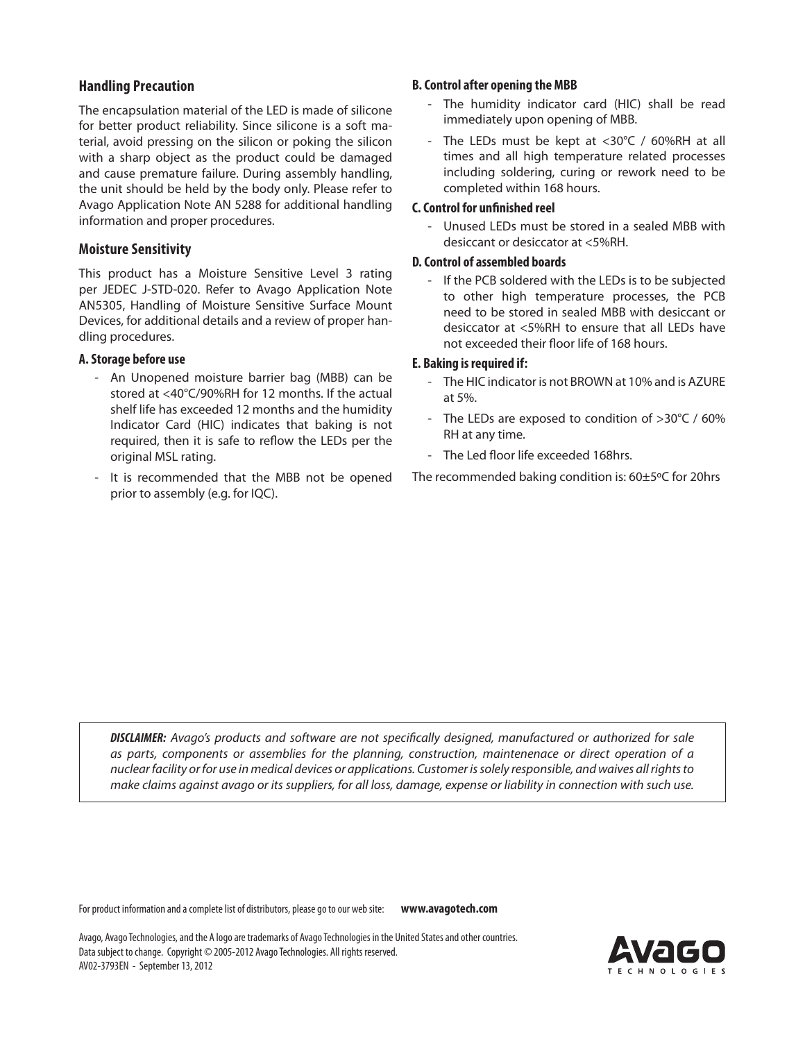## Handling Precaution

The encapsulation material of the LED is made of silicone for better product reliability. Since silicone is a soft material, avoid pressing on the silicon or poking the silicon with a sharp object as the product could be damaged and cause premature failure. During assembly handling, the unit should be held by the body only. Please refer to Avago Application Note AN 5288 for additional handling information and proper procedures.

## Moisture Sensitivity

This product has a Moisture Sensitive Level 3 rating per JEDEC J-STD-020. Refer to Avago Application Note AN5305, Handling of Moisture Sensitive Surface Mount Devices, for additional details and a review of proper handling procedures.

**A. Storage before use**

- An Unopened moisture barrier bag (MBB) can be stored at <40°C/90%RH for 12 months. If the actual shelf life has exceeded 12 months and the humidity Indicator Card (HIC) indicates that baking is not required, then it is safe to reflow the LEDs per the original MSL rating.
- It is recommended that the MBB not be opened prior to assembly (e.g. for IQC).

**B. Control after opening the MBB**

- The humidity indicator card (HIC) shall be read immediately upon opening of MBB.
- The LEDs must be kept at <30°C / 60%RH at all times and all high temperature related processes including soldering, curing or rework need to be completed within 168 hours.

**C. Control for unfinished reel**

- Unused LEDs must be stored in a sealed MBB with desiccant or desiccator at <5%RH.

**D. Control of assembled boards**

- If the PCB soldered with the LEDs is to be subjected to other high temperature processes, the PCB need to be stored in sealed MBB with desiccant or desiccator at <5%RH to ensure that all LEDs have not exceeded their floor life of 168 hours.

**E. Baking is required if:**

- The HIC indicator is not BROWN at 10% and is AZURE at 5%.
- The LEDs are exposed to condition of >30°C / 60% RH at any time.
- The Led floor life exceeded 168hrs.

The recommended baking condition is: 60±5ºC for 20hrs

***DISCLAIMER:*** *Avago's products and software are not specifically designed, manufactured or authorized for sale as parts, components or assemblies for the planning, construction, maintenenace or direct operation of a nuclear facility or for use in medical devices or applications. Customer is solely responsible, and waives all rights to make claims against avago or its suppliers, for all loss, damage, expense or liability in connection with such use.*

For product information and a complete list of distributors, please go to our web site: **www.avagotech.com**

Avago, Avago Technologies, and the A logo are trademarks of Avago Technologies in the United States and other countries.
Data subject to change. Copyright © 2005-2012 Avago Technologies. All rights reserved.
AV02-3793EN - September 13, 2012